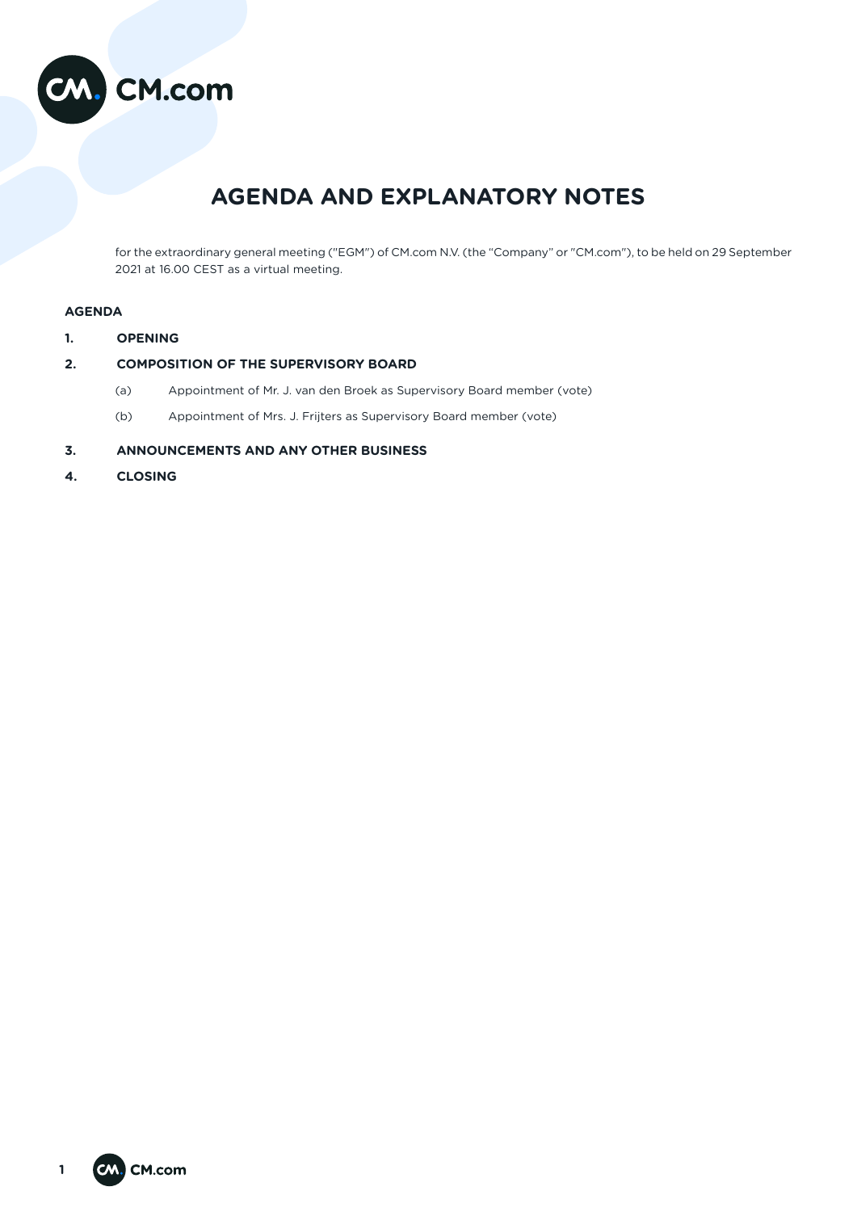# AGENDA AND EXPLANATORY NOTES

for the extraordinary general meeting ("EGM") of CM.com N.V. (the "Company" or "CM.com"), to be held on 29 September 2021 at 16.00 CEST as a virtual meeting.

**AGENDA**

**1. OPENING**

**2. COMPOSITION OF THE SUPERVISORY BOARD**

(a) Appointment of Mr. J. van den Broek as Supervisory Board member (vote)

(b) Appointment of Mrs. J. Frijters as Supervisory Board member (vote)

**3. ANNOUNCEMENTS AND ANY OTHER BUSINESS**

**4. CLOSING**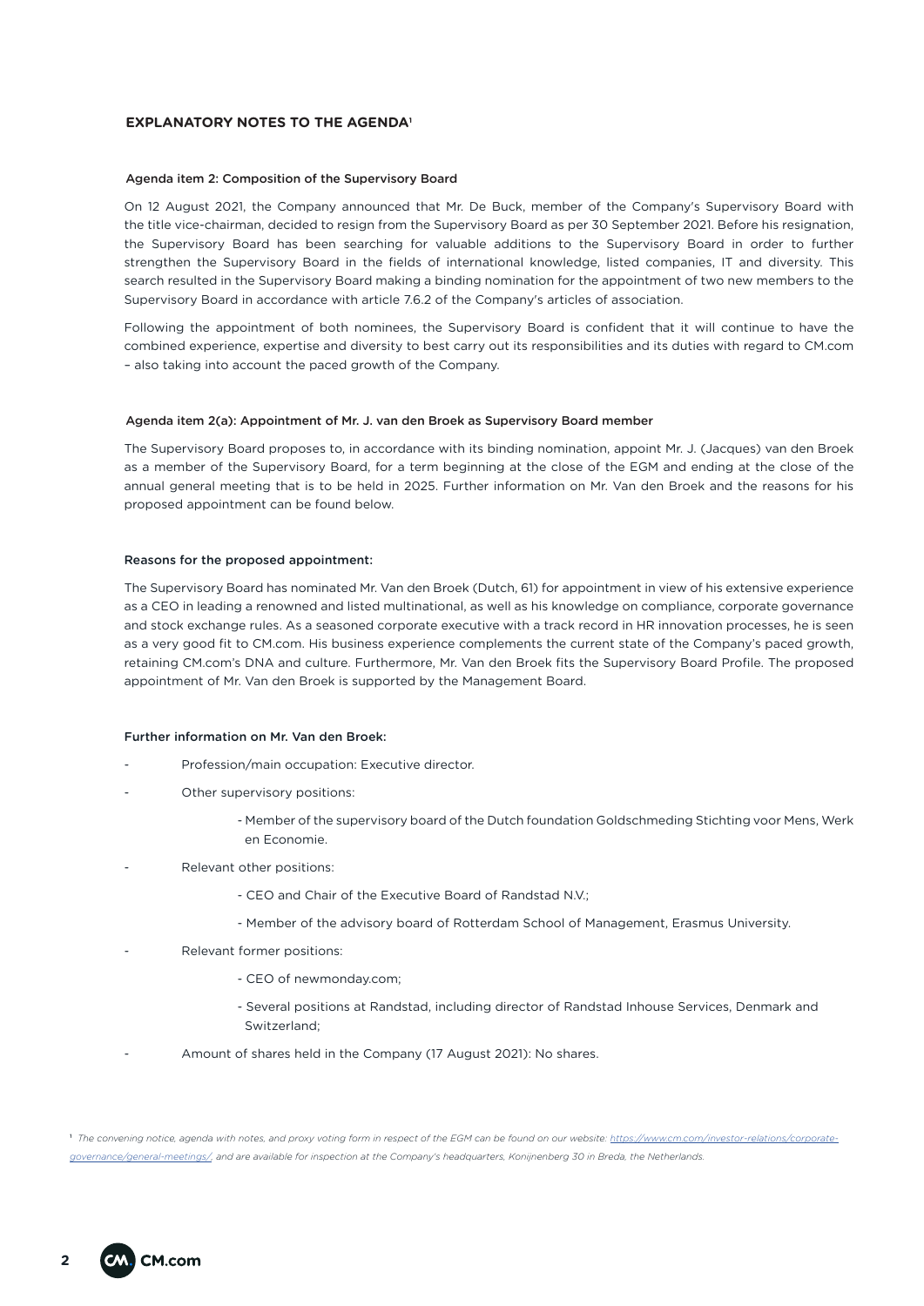## EXPLANATORY NOTES TO THE AGENDA[1]

### Agenda item 2: Composition of the Supervisory Board

On 12 August 2021, the Company announced that Mr. De Buck, member of the Company's Supervisory Board with the title vice-chairman, decided to resign from the Supervisory Board as per 30 September 2021. Before his resignation, the Supervisory Board has been searching for valuable additions to the Supervisory Board in order to further strengthen the Supervisory Board in the fields of international knowledge, listed companies, IT and diversity. This search resulted in the Supervisory Board making a binding nomination for the appointment of two new members to the Supervisory Board in accordance with article 7.6.2 of the Company's articles of association.

Following the appointment of both nominees, the Supervisory Board is confident that it will continue to have the combined experience, expertise and diversity to best carry out its responsibilities and its duties with regard to CM.com – also taking into account the paced growth of the Company.

### Agenda item 2(a): Appointment of Mr. J. van den Broek as Supervisory Board member

The Supervisory Board proposes to, in accordance with its binding nomination, appoint Mr. J. (Jacques) van den Broek as a member of the Supervisory Board, for a term beginning at the close of the EGM and ending at the close of the annual general meeting that is to be held in 2025. Further information on Mr. Van den Broek and the reasons for his proposed appointment can be found below.

#### Reasons for the proposed appointment:

The Supervisory Board has nominated Mr. Van den Broek (Dutch, 61) for appointment in view of his extensive experience as a CEO in leading a renowned and listed multinational, as well as his knowledge on compliance, corporate governance and stock exchange rules. As a seasoned corporate executive with a track record in HR innovation processes, he is seen as a very good fit to CM.com. His business experience complements the current state of the Company's paced growth, retaining CM.com's DNA and culture. Furthermore, Mr. Van den Broek fits the Supervisory Board Profile. The proposed appointment of Mr. Van den Broek is supported by the Management Board.

#### Further information on Mr. Van den Broek:

- Profession/main occupation: Executive director.
- Other supervisory positions:
  - Member of the supervisory board of the Dutch foundation Goldschmeding Stichting voor Mens, Werk en Economie.
- Relevant other positions:
  - CEO and Chair of the Executive Board of Randstad N.V.;
  - Member of the advisory board of Rotterdam School of Management, Erasmus University.
- Relevant former positions:
  - CEO of newmonday.com;
  - Several positions at Randstad, including director of Randstad Inhouse Services, Denmark and Switzerland;
- Amount of shares held in the Company (17 August 2021): No shares.

[1] *The convening notice, agenda with notes, and proxy voting form in respect of the EGM can be found on our website: https://www.cm.com/investor-relations/corporate-governance/general-meetings/, and are available for inspection at the Company's headquarters, Konijnenberg 30 in Breda, the Netherlands.*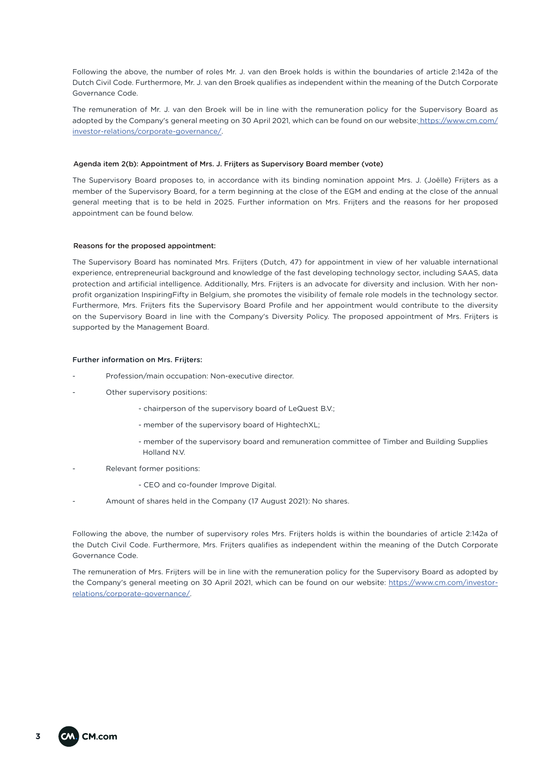Following the above, the number of roles Mr. J. van den Broek holds is within the boundaries of article 2:142a of the Dutch Civil Code. Furthermore, Mr. J. van den Broek qualifies as independent within the meaning of the Dutch Corporate Governance Code.

The remuneration of Mr. J. van den Broek will be in line with the remuneration policy for the Supervisory Board as adopted by the Company's general meeting on 30 April 2021, which can be found on our website: https://www.cm.com/investor-relations/corporate-governance/.

#### Agenda item 2(b): Appointment of Mrs. J. Frijters as Supervisory Board member (vote)

The Supervisory Board proposes to, in accordance with its binding nomination appoint Mrs. J. (Joëlle) Frijters as a member of the Supervisory Board, for a term beginning at the close of the EGM and ending at the close of the annual general meeting that is to be held in 2025. Further information on Mrs. Frijters and the reasons for her proposed appointment can be found below.

#### Reasons for the proposed appointment:

The Supervisory Board has nominated Mrs. Frijters (Dutch, 47) for appointment in view of her valuable international experience, entrepreneurial background and knowledge of the fast developing technology sector, including SAAS, data protection and artificial intelligence. Additionally, Mrs. Frijters is an advocate for diversity and inclusion. With her non-profit organization InspiringFifty in Belgium, she promotes the visibility of female role models in the technology sector. Furthermore, Mrs. Frijters fits the Supervisory Board Profile and her appointment would contribute to the diversity on the Supervisory Board in line with the Company's Diversity Policy. The proposed appointment of Mrs. Frijters is supported by the Management Board.

#### Further information on Mrs. Frijters:

- Profession/main occupation: Non-executive director.
- Other supervisory positions:
  - chairperson of the supervisory board of LeQuest B.V.;
  - member of the supervisory board of HightechXL;
  - member of the supervisory board and remuneration committee of Timber and Building Supplies Holland N.V.
- Relevant former positions:
  - CEO and co-founder Improve Digital.
- Amount of shares held in the Company (17 August 2021): No shares.

Following the above, the number of supervisory roles Mrs. Frijters holds is within the boundaries of article 2:142a of the Dutch Civil Code. Furthermore, Mrs. Frijters qualifies as independent within the meaning of the Dutch Corporate Governance Code.

The remuneration of Mrs. Frijters will be in line with the remuneration policy for the Supervisory Board as adopted by the Company's general meeting on 30 April 2021, which can be found on our website: https://www.cm.com/investor-relations/corporate-governance/.